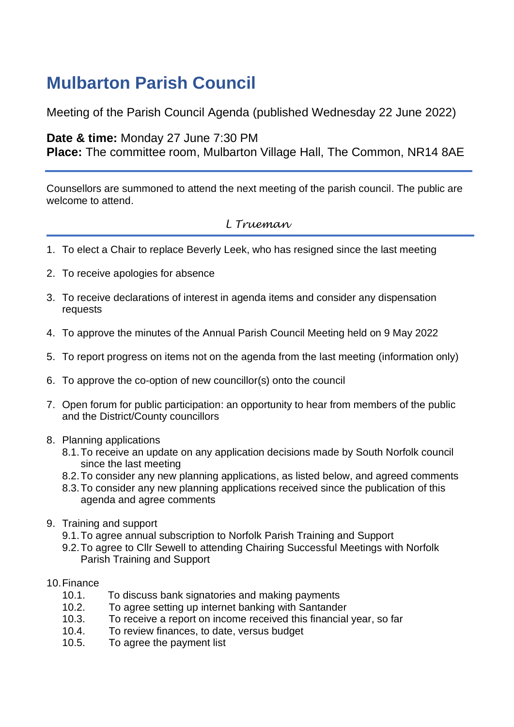# Mulbarton Parish Council

Meeting of the Parish Council Agenda (published Wednesday 22 June 2022)

**Date & time:** Monday 27 June 7:30 PM
**Place:** The committee room, Mulbarton Village Hall, The Common, NR14 8AE

---

Counsellors are summoned to attend the next meeting of the parish council. The public are welcome to attend.

*L Trueman*

---

1. To elect a Chair to replace Beverly Leek, who has resigned since the last meeting
2. To receive apologies for absence
3. To receive declarations of interest in agenda items and consider any dispensation requests
4. To approve the minutes of the Annual Parish Council Meeting held on 9 May 2022
5. To report progress on items not on the agenda from the last meeting (information only)
6. To approve the co-option of new councillor(s) onto the council
7. Open forum for public participation: an opportunity to hear from members of the public and the District/County councillors
8. Planning applications
   - 8.1. To receive an update on any application decisions made by South Norfolk council since the last meeting
   - 8.2. To consider any new planning applications, as listed below, and agreed comments
   - 8.3. To consider any new planning applications received since the publication of this agenda and agree comments
9. Training and support
   - 9.1. To agree annual subscription to Norfolk Parish Training and Support
   - 9.2. To agree to Cllr Sewell to attending Chairing Successful Meetings with Norfolk Parish Training and Support
10. Finance
    - 10.1. To discuss bank signatories and making payments
    - 10.2. To agree setting up internet banking with Santander
    - 10.3. To receive a report on income received this financial year, so far
    - 10.4. To review finances, to date, versus budget
    - 10.5. To agree the payment list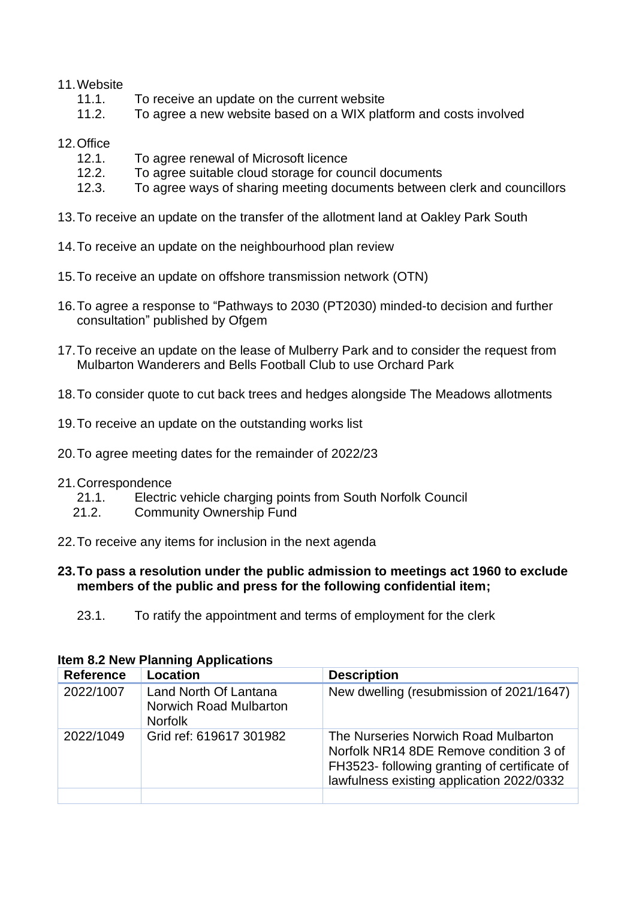11. Website
    - 11.1. To receive an update on the current website
    - 11.2. To agree a new website based on a WIX platform and costs involved

12. Office
    - 12.1. To agree renewal of Microsoft licence
    - 12.2. To agree suitable cloud storage for council documents
    - 12.3. To agree ways of sharing meeting documents between clerk and councillors

13. To receive an update on the transfer of the allotment land at Oakley Park South

14. To receive an update on the neighbourhood plan review

15. To receive an update on offshore transmission network (OTN)

16. To agree a response to "Pathways to 2030 (PT2030) minded-to decision and further consultation" published by Ofgem

17. To receive an update on the lease of Mulberry Park and to consider the request from Mulbarton Wanderers and Bells Football Club to use Orchard Park

18. To consider quote to cut back trees and hedges alongside The Meadows allotments

19. To receive an update on the outstanding works list

20. To agree meeting dates for the remainder of 2022/23

21. Correspondence
    - 21.1. Electric vehicle charging points from South Norfolk Council
    - 21.2. Community Ownership Fund

22. To receive any items for inclusion in the next agenda

23. **To pass a resolution under the public admission to meetings act 1960 to exclude members of the public and press for the following confidential item;**
    - 23.1. To ratify the appointment and terms of employment for the clerk

**Item 8.2 New Planning Applications**

| Reference | Location | Description |
|---|---|---|
| 2022/1007 | Land North Of Lantana Norwich Road Mulbarton Norfolk | New dwelling (resubmission of 2021/1647) |
| 2022/1049 | Grid ref: 619617 301982 | The Nurseries Norwich Road Mulbarton Norfolk NR14 8DE Remove condition 3 of FH3523- following granting of certificate of lawfulness existing application 2022/0332 |
| | | |